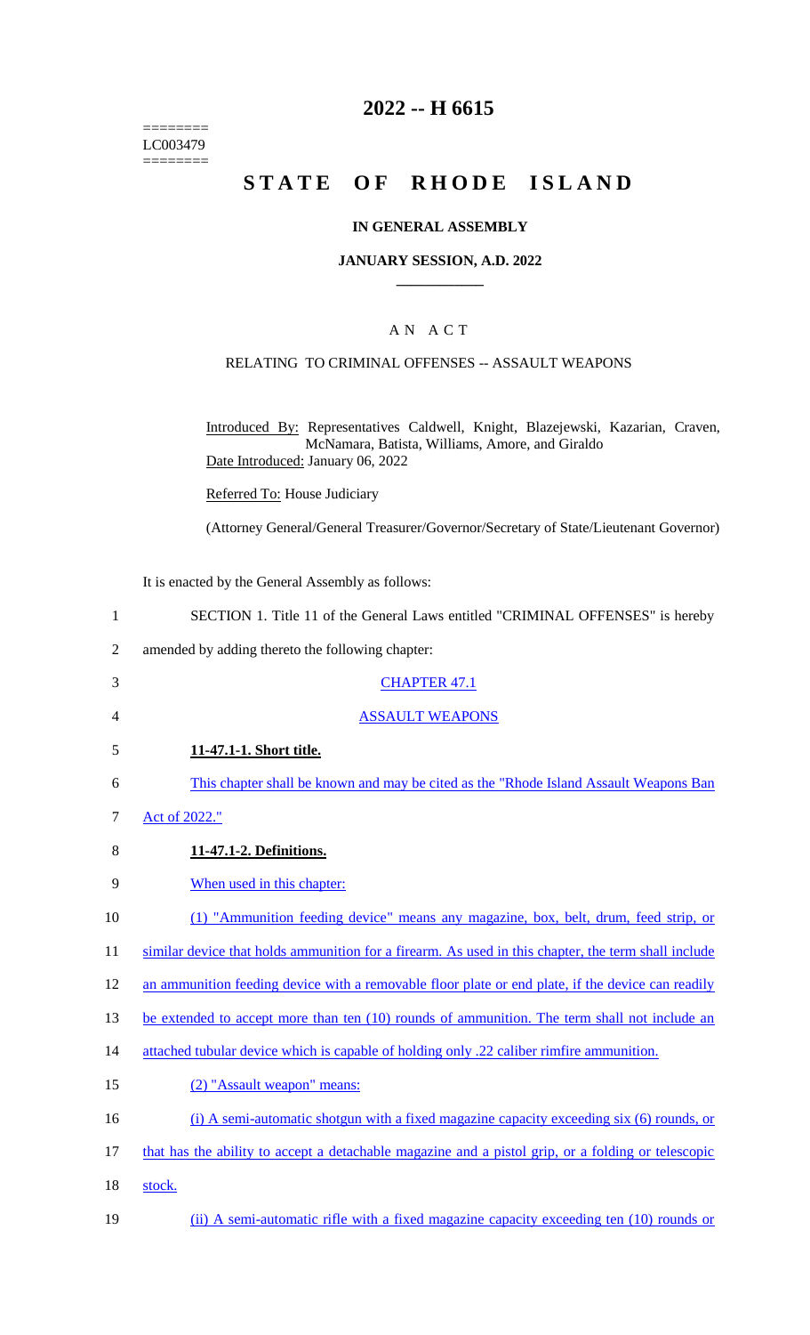========
LC003479
========

# 2022 -- H 6615

# STATE OF RHODE ISLAND

## IN GENERAL ASSEMBLY

### JANUARY SESSION, A.D. 2022

## A N A C T

### RELATING TO CRIMINAL OFFENSES -- ASSAULT WEAPONS

Introduced By: Representatives Caldwell, Knight, Blazejewski, Kazarian, Craven, McNamara, Batista, Williams, Amore, and Giraldo
Date Introduced: January 06, 2022

Referred To: House Judiciary

(Attorney General/General Treasurer/Governor/Secretary of State/Lieutenant Governor)

It is enacted by the General Assembly as follows:

1 SECTION 1. Title 11 of the General Laws entitled "CRIMINAL OFFENSES" is hereby
2 amended by adding thereto the following chapter:

3 CHAPTER 47.1

4 ASSAULT WEAPONS

5 **11-47.1-1. Short title.**

6 This chapter shall be known and may be cited as the "Rhode Island Assault Weapons Ban
7 Act of 2022."

8 **11-47.1-2. Definitions.**

9 When used in this chapter:

10 (1) "Ammunition feeding device" means any magazine, box, belt, drum, feed strip, or
11 similar device that holds ammunition for a firearm. As used in this chapter, the term shall include
12 an ammunition feeding device with a removable floor plate or end plate, if the device can readily
13 be extended to accept more than ten (10) rounds of ammunition. The term shall not include an
14 attached tubular device which is capable of holding only .22 caliber rimfire ammunition.

15 (2) "Assault weapon" means:

16 (i) A semi-automatic shotgun with a fixed magazine capacity exceeding six (6) rounds, or
17 that has the ability to accept a detachable magazine and a pistol grip, or a folding or telescopic
18 stock.

19 (ii) A semi-automatic rifle with a fixed magazine capacity exceeding ten (10) rounds or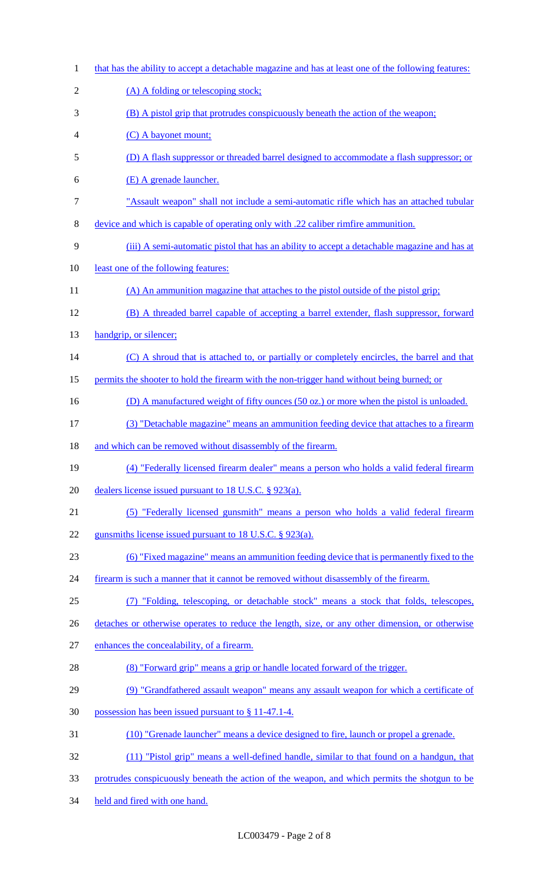that has the ability to accept a detachable magazine and has at least one of the following features:

(A) A folding or telescoping stock;

(B) A pistol grip that protrudes conspicuously beneath the action of the weapon;

(C) A bayonet mount;

(D) A flash suppressor or threaded barrel designed to accommodate a flash suppressor; or

(E) A grenade launcher.

"Assault weapon" shall not include a semi-automatic rifle which has an attached tubular device and which is capable of operating only with .22 caliber rimfire ammunition.

(iii) A semi-automatic pistol that has an ability to accept a detachable magazine and has at least one of the following features:

(A) An ammunition magazine that attaches to the pistol outside of the pistol grip;

(B) A threaded barrel capable of accepting a barrel extender, flash suppressor, forward handgrip, or silencer;

(C) A shroud that is attached to, or partially or completely encircles, the barrel and that permits the shooter to hold the firearm with the non-trigger hand without being burned; or

(D) A manufactured weight of fifty ounces (50 oz.) or more when the pistol is unloaded.

(3) "Detachable magazine" means an ammunition feeding device that attaches to a firearm and which can be removed without disassembly of the firearm.

(4) "Federally licensed firearm dealer" means a person who holds a valid federal firearm dealers license issued pursuant to 18 U.S.C. § 923(a).

(5) "Federally licensed gunsmith" means a person who holds a valid federal firearm gunsmiths license issued pursuant to 18 U.S.C. § 923(a).

(6) "Fixed magazine" means an ammunition feeding device that is permanently fixed to the firearm is such a manner that it cannot be removed without disassembly of the firearm.

(7) "Folding, telescoping, or detachable stock" means a stock that folds, telescopes, detaches or otherwise operates to reduce the length, size, or any other dimension, or otherwise enhances the concealability, of a firearm.

(8) "Forward grip" means a grip or handle located forward of the trigger.

(9) "Grandfathered assault weapon" means any assault weapon for which a certificate of possession has been issued pursuant to § 11-47.1-4.

(10) "Grenade launcher" means a device designed to fire, launch or propel a grenade.

(11) "Pistol grip" means a well-defined handle, similar to that found on a handgun, that protrudes conspicuously beneath the action of the weapon, and which permits the shotgun to be held and fired with one hand.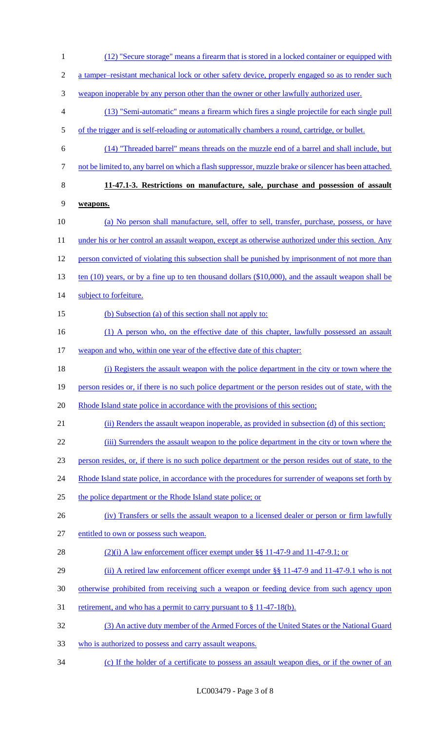(12) "Secure storage" means a firearm that is stored in a locked container or equipped with a tamper–resistant mechanical lock or other safety device, properly engaged so as to render such weapon inoperable by any person other than the owner or other lawfully authorized user.

(13) "Semi-automatic" means a firearm which fires a single projectile for each single pull of the trigger and is self-reloading or automatically chambers a round, cartridge, or bullet.

(14) "Threaded barrel" means threads on the muzzle end of a barrel and shall include, but not be limited to, any barrel on which a flash suppressor, muzzle brake or silencer has been attached.

**11-47.1-3. Restrictions on manufacture, sale, purchase and possession of assault weapons.**

(a) No person shall manufacture, sell, offer to sell, transfer, purchase, possess, or have under his or her control an assault weapon, except as otherwise authorized under this section. Any person convicted of violating this subsection shall be punished by imprisonment of not more than ten (10) years, or by a fine up to ten thousand dollars ($10,000), and the assault weapon shall be subject to forfeiture.

(b) Subsection (a) of this section shall not apply to:

(1) A person who, on the effective date of this chapter, lawfully possessed an assault weapon and who, within one year of the effective date of this chapter:

(i) Registers the assault weapon with the police department in the city or town where the person resides or, if there is no such police department or the person resides out of state, with the Rhode Island state police in accordance with the provisions of this section;

(ii) Renders the assault weapon inoperable, as provided in subsection (d) of this section;

(iii) Surrenders the assault weapon to the police department in the city or town where the person resides, or, if there is no such police department or the person resides out of state, to the Rhode Island state police, in accordance with the procedures for surrender of weapons set forth by the police department or the Rhode Island state police; or

(iv) Transfers or sells the assault weapon to a licensed dealer or person or firm lawfully entitled to own or possess such weapon.

(2)(i) A law enforcement officer exempt under §§ 11-47-9 and 11-47-9.1; or

(ii) A retired law enforcement officer exempt under §§ 11-47-9 and 11-47-9.1 who is not otherwise prohibited from receiving such a weapon or feeding device from such agency upon retirement, and who has a permit to carry pursuant to § 11-47-18(b).

(3) An active duty member of the Armed Forces of the United States or the National Guard who is authorized to possess and carry assault weapons.

(c) If the holder of a certificate to possess an assault weapon dies, or if the owner of an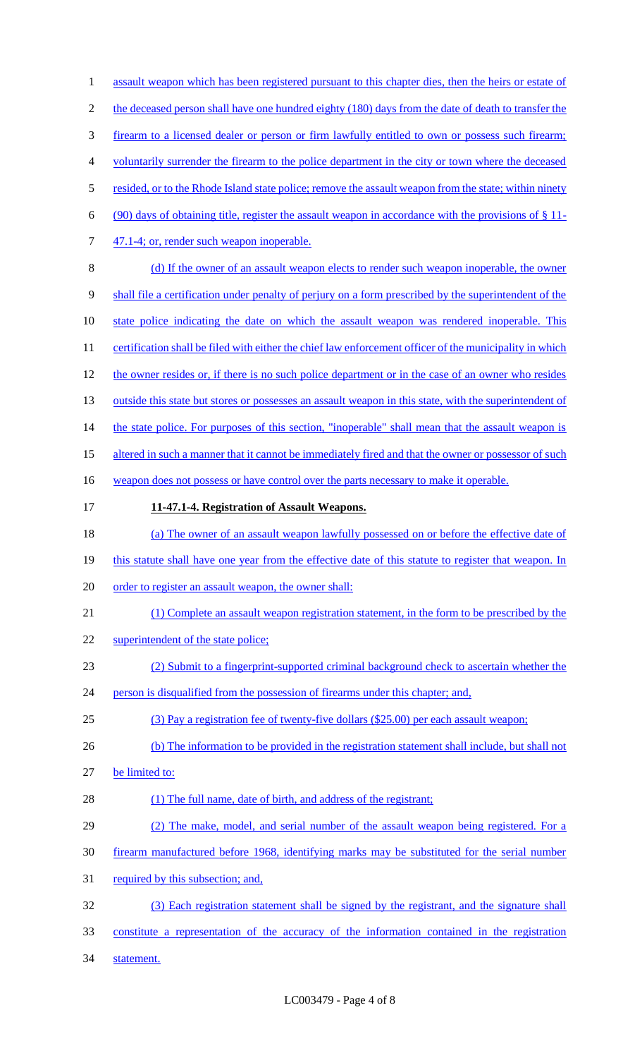assault weapon which has been registered pursuant to this chapter dies, then the heirs or estate of the deceased person shall have one hundred eighty (180) days from the date of death to transfer the firearm to a licensed dealer or person or firm lawfully entitled to own or possess such firearm; voluntarily surrender the firearm to the police department in the city or town where the deceased resided, or to the Rhode Island state police; remove the assault weapon from the state; within ninety (90) days of obtaining title, register the assault weapon in accordance with the provisions of § 11-47.1-4; or, render such weapon inoperable.

(d) If the owner of an assault weapon elects to render such weapon inoperable, the owner shall file a certification under penalty of perjury on a form prescribed by the superintendent of the state police indicating the date on which the assault weapon was rendered inoperable. This certification shall be filed with either the chief law enforcement officer of the municipality in which the owner resides or, if there is no such police department or in the case of an owner who resides outside this state but stores or possesses an assault weapon in this state, with the superintendent of the state police. For purposes of this section, "inoperable" shall mean that the assault weapon is altered in such a manner that it cannot be immediately fired and that the owner or possessor of such weapon does not possess or have control over the parts necessary to make it operable.

**11-47.1-4. Registration of Assault Weapons.**

(a) The owner of an assault weapon lawfully possessed on or before the effective date of this statute shall have one year from the effective date of this statute to register that weapon. In order to register an assault weapon, the owner shall:

(1) Complete an assault weapon registration statement, in the form to be prescribed by the superintendent of the state police;

(2) Submit to a fingerprint-supported criminal background check to ascertain whether the person is disqualified from the possession of firearms under this chapter; and,

(3) Pay a registration fee of twenty-five dollars ($25.00) per each assault weapon;

(b) The information to be provided in the registration statement shall include, but shall not be limited to:

(1) The full name, date of birth, and address of the registrant;

(2) The make, model, and serial number of the assault weapon being registered. For a firearm manufactured before 1968, identifying marks may be substituted for the serial number required by this subsection; and,

(3) Each registration statement shall be signed by the registrant, and the signature shall constitute a representation of the accuracy of the information contained in the registration statement.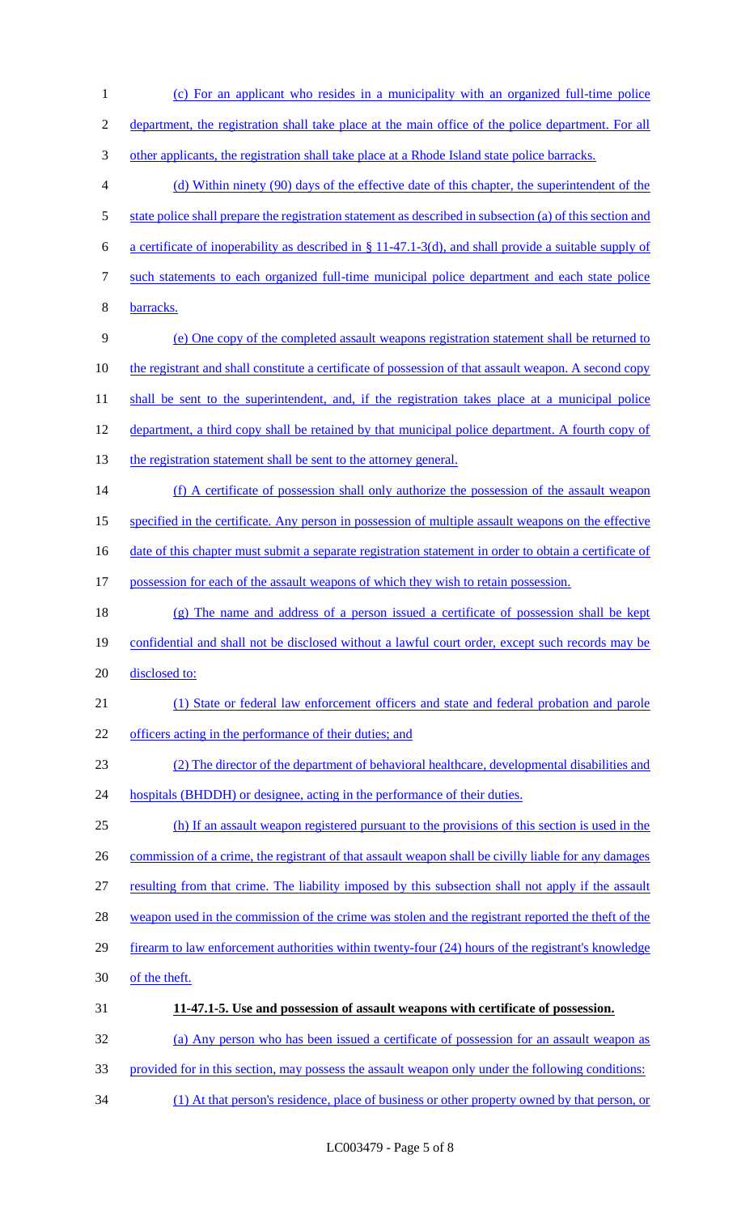(c) For an applicant who resides in a municipality with an organized full-time police department, the registration shall take place at the main office of the police department. For all other applicants, the registration shall take place at a Rhode Island state police barracks.

(d) Within ninety (90) days of the effective date of this chapter, the superintendent of the state police shall prepare the registration statement as described in subsection (a) of this section and a certificate of inoperability as described in § 11-47.1-3(d), and shall provide a suitable supply of such statements to each organized full-time municipal police department and each state police barracks.

(e) One copy of the completed assault weapons registration statement shall be returned to the registrant and shall constitute a certificate of possession of that assault weapon. A second copy shall be sent to the superintendent, and, if the registration takes place at a municipal police department, a third copy shall be retained by that municipal police department. A fourth copy of the registration statement shall be sent to the attorney general.

(f) A certificate of possession shall only authorize the possession of the assault weapon specified in the certificate. Any person in possession of multiple assault weapons on the effective date of this chapter must submit a separate registration statement in order to obtain a certificate of possession for each of the assault weapons of which they wish to retain possession.

(g) The name and address of a person issued a certificate of possession shall be kept confidential and shall not be disclosed without a lawful court order, except such records may be disclosed to:

(1) State or federal law enforcement officers and state and federal probation and parole officers acting in the performance of their duties; and

(2) The director of the department of behavioral healthcare, developmental disabilities and hospitals (BHDDH) or designee, acting in the performance of their duties.

(h) If an assault weapon registered pursuant to the provisions of this section is used in the commission of a crime, the registrant of that assault weapon shall be civilly liable for any damages resulting from that crime. The liability imposed by this subsection shall not apply if the assault weapon used in the commission of the crime was stolen and the registrant reported the theft of the firearm to law enforcement authorities within twenty-four (24) hours of the registrant's knowledge of the theft.

**11-47.1-5. Use and possession of assault weapons with certificate of possession.**

(a) Any person who has been issued a certificate of possession for an assault weapon as provided for in this section, may possess the assault weapon only under the following conditions:

(1) At that person's residence, place of business or other property owned by that person, or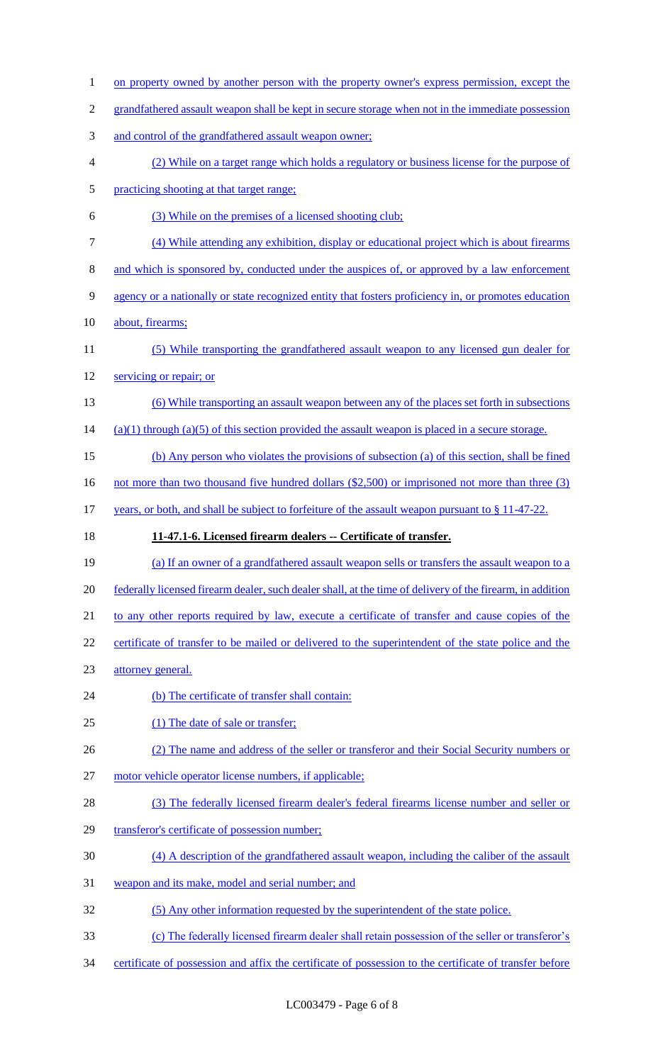on property owned by another person with the property owner's express permission, except the grandfathered assault weapon shall be kept in secure storage when not in the immediate possession and control of the grandfathered assault weapon owner;

(2) While on a target range which holds a regulatory or business license for the purpose of practicing shooting at that target range;

(3) While on the premises of a licensed shooting club;

(4) While attending any exhibition, display or educational project which is about firearms and which is sponsored by, conducted under the auspices of, or approved by a law enforcement agency or a nationally or state recognized entity that fosters proficiency in, or promotes education about, firearms;

(5) While transporting the grandfathered assault weapon to any licensed gun dealer for servicing or repair; or

(6) While transporting an assault weapon between any of the places set forth in subsections (a)(1) through (a)(5) of this section provided the assault weapon is placed in a secure storage.

(b) Any person who violates the provisions of subsection (a) of this section, shall be fined not more than two thousand five hundred dollars ($2,500) or imprisoned not more than three (3) years, or both, and shall be subject to forfeiture of the assault weapon pursuant to § 11-47-22.

**11-47.1-6. Licensed firearm dealers -- Certificate of transfer.**

(a) If an owner of a grandfathered assault weapon sells or transfers the assault weapon to a federally licensed firearm dealer, such dealer shall, at the time of delivery of the firearm, in addition to any other reports required by law, execute a certificate of transfer and cause copies of the certificate of transfer to be mailed or delivered to the superintendent of the state police and the attorney general.

(b) The certificate of transfer shall contain:

(1) The date of sale or transfer;

(2) The name and address of the seller or transferor and their Social Security numbers or motor vehicle operator license numbers, if applicable;

(3) The federally licensed firearm dealer's federal firearms license number and seller or transferor's certificate of possession number;

(4) A description of the grandfathered assault weapon, including the caliber of the assault weapon and its make, model and serial number; and

(5) Any other information requested by the superintendent of the state police.

(c) The federally licensed firearm dealer shall retain possession of the seller or transferor's certificate of possession and affix the certificate of possession to the certificate of transfer before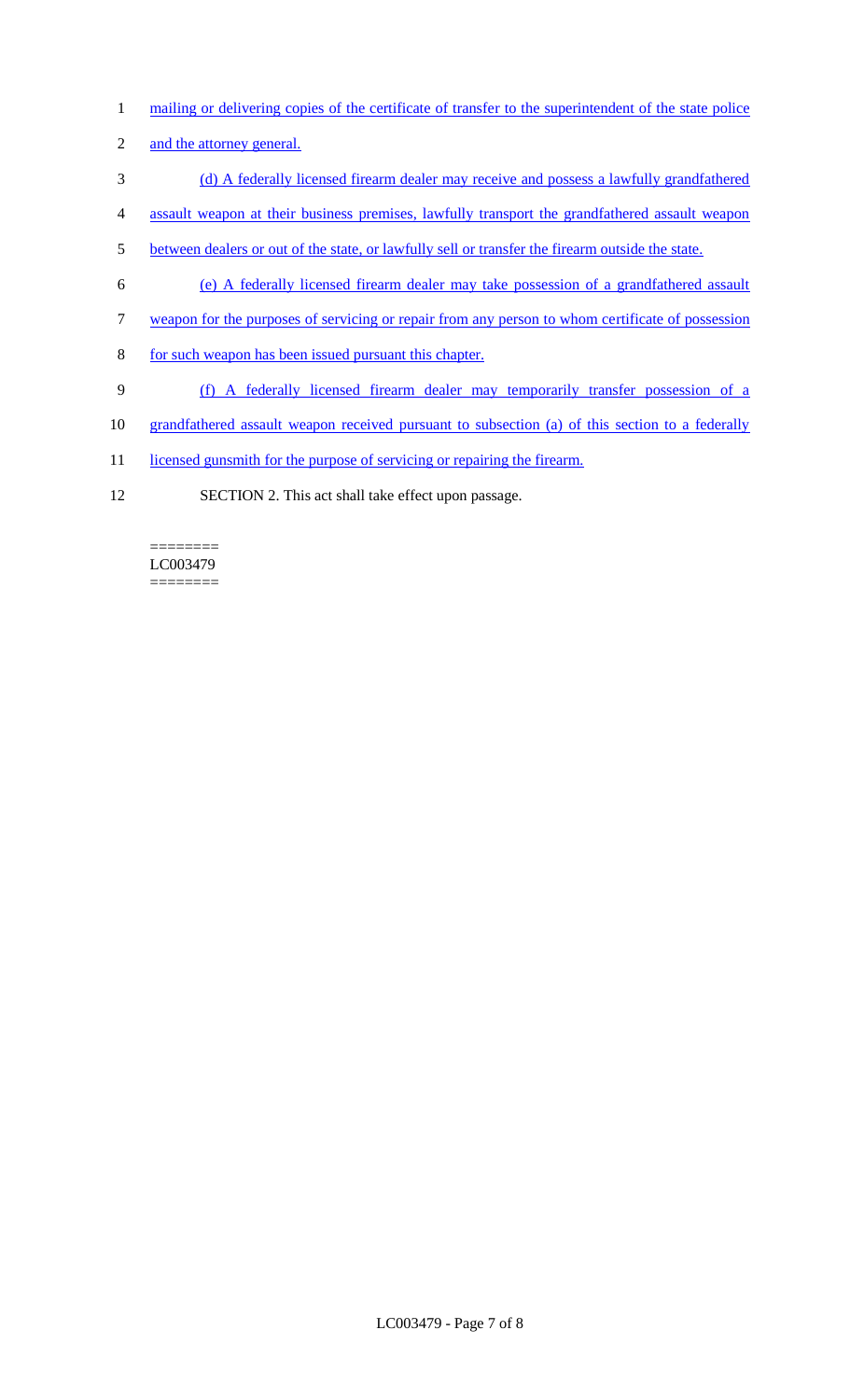mailing or delivering copies of the certificate of transfer to the superintendent of the state police and the attorney general.

(d) A federally licensed firearm dealer may receive and possess a lawfully grandfathered assault weapon at their business premises, lawfully transport the grandfathered assault weapon between dealers or out of the state, or lawfully sell or transfer the firearm outside the state.

(e) A federally licensed firearm dealer may take possession of a grandfathered assault weapon for the purposes of servicing or repair from any person to whom certificate of possession for such weapon has been issued pursuant this chapter.

(f) A federally licensed firearm dealer may temporarily transfer possession of a grandfathered assault weapon received pursuant to subsection (a) of this section to a federally licensed gunsmith for the purpose of servicing or repairing the firearm.

SECTION 2. This act shall take effect upon passage.

========
LC003479
========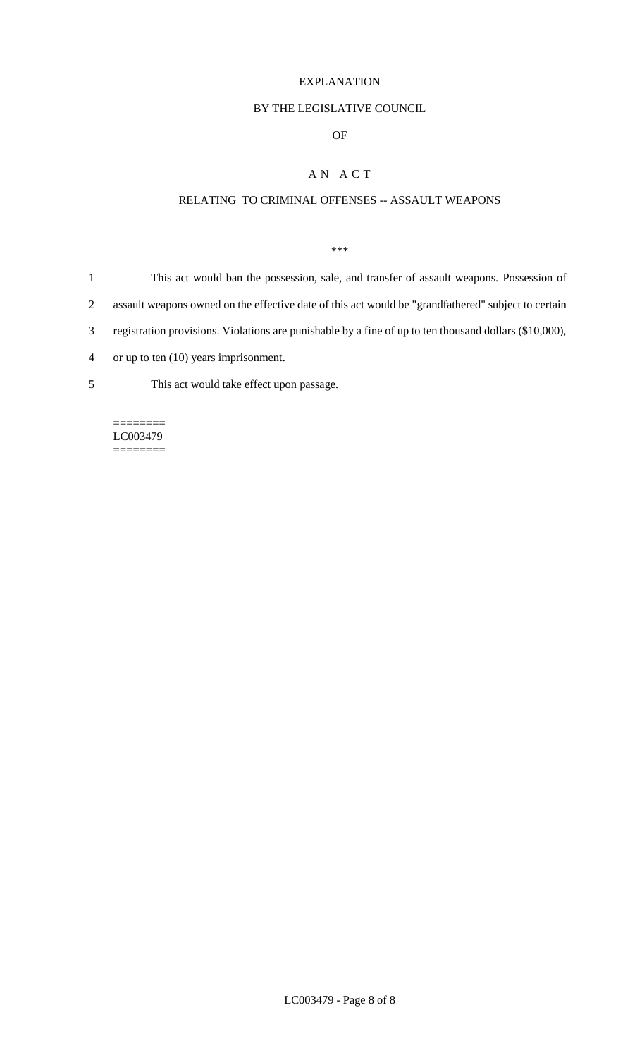EXPLANATION

BY THE LEGISLATIVE COUNCIL

OF

A N A C T

RELATING TO CRIMINAL OFFENSES -- ASSAULT WEAPONS

***

1 This act would ban the possession, sale, and transfer of assault weapons. Possession of
2 assault weapons owned on the effective date of this act would be "grandfathered" subject to certain
3 registration provisions. Violations are punishable by a fine of up to ten thousand dollars ($10,000),
4 or up to ten (10) years imprisonment.
5 This act would take effect upon passage.

========
LC003479
========